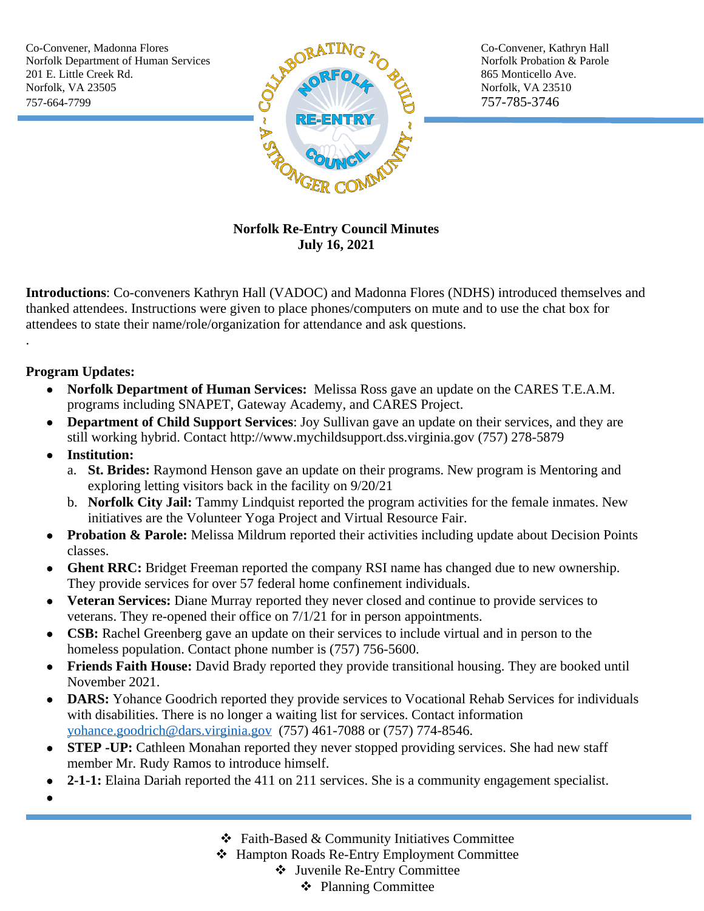Co-Convener, Madonna Flores
Norfolk Department of Human Services
201 E. Little Creek Rd.
Norfolk, VA 23505
757-664-7799

Co-Convener, Kathryn Hall
Norfolk Probation & Parole
865 Monticello Ave.
Norfolk, VA 23510
757-785-3746

**Norfolk Re-Entry Council Minutes**
**July 16, 2021**

**Introductions**: Co-conveners Kathryn Hall (VADOC) and Madonna Flores (NDHS) introduced themselves and thanked attendees. Instructions were given to place phones/computers on mute and to use the chat box for attendees to state their name/role/organization for attendance and ask questions.

.

**Program Updates:**

- **Norfolk Department of Human Services:** Melissa Ross gave an update on the CARES T.E.A.M. programs including SNAPET, Gateway Academy, and CARES Project.
- **Department of Child Support Services**: Joy Sullivan gave an update on their services, and they are still working hybrid. Contact http://www.mychildsupport.dss.virginia.gov (757) 278-5879
- **Institution:**
  a. **St. Brides:** Raymond Henson gave an update on their programs. New program is Mentoring and exploring letting visitors back in the facility on 9/20/21
  b. **Norfolk City Jail:** Tammy Lindquist reported the program activities for the female inmates. New initiatives are the Volunteer Yoga Project and Virtual Resource Fair.
- **Probation & Parole:** Melissa Mildrum reported their activities including update about Decision Points classes.
- **Ghent RRC:** Bridget Freeman reported the company RSI name has changed due to new ownership. They provide services for over 57 federal home confinement individuals.
- **Veteran Services:** Diane Murray reported they never closed and continue to provide services to veterans. They re-opened their office on 7/1/21 for in person appointments.
- **CSB:** Rachel Greenberg gave an update on their services to include virtual and in person to the homeless population. Contact phone number is (757) 756-5600.
- **Friends Faith House:** David Brady reported they provide transitional housing. They are booked until November 2021.
- **DARS:** Yohance Goodrich reported they provide services to Vocational Rehab Services for individuals with disabilities. There is no longer a waiting list for services. Contact information yohance.goodrich@dars.virginia.gov (757) 461-7088 or (757) 774-8546.
- **STEP -UP:** Cathleen Monahan reported they never stopped providing services. She had new staff member Mr. Rudy Ramos to introduce himself.
- **2-1-1:** Elaina Dariah reported the 411 on 211 services. She is a community engagement specialist.
-

- Faith-Based & Community Initiatives Committee
- Hampton Roads Re-Entry Employment Committee
- Juvenile Re-Entry Committee
- Planning Committee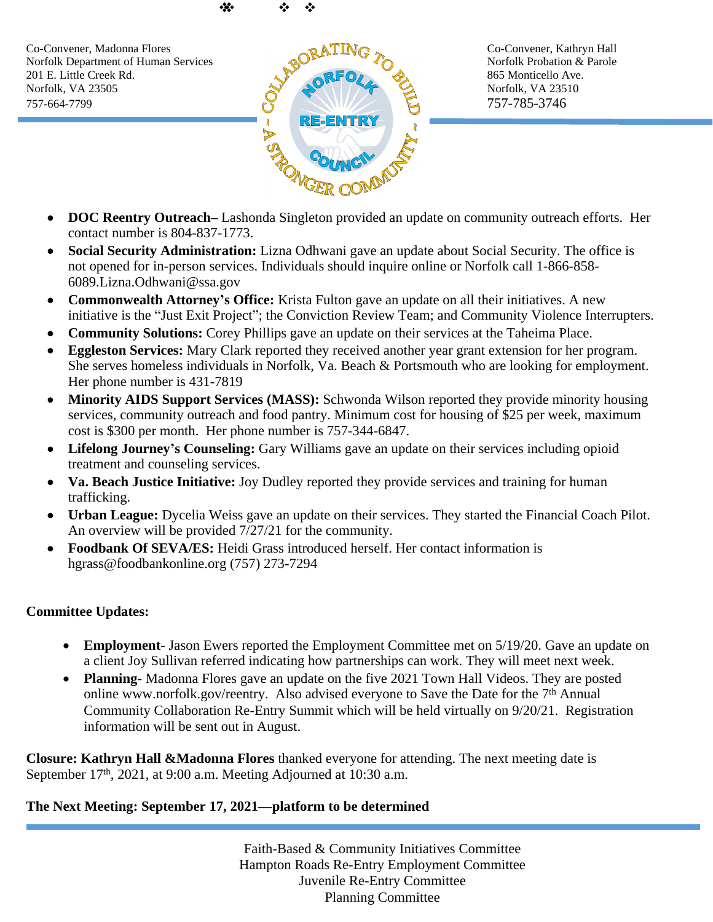Co-Convener, Madonna Flores
Norfolk Department of Human Services
201 E. Little Creek Rd.
Norfolk, VA 23505
757-664-7799

Co-Convener, Kathryn Hall
Norfolk Probation & Parole
865 Monticello Ave.
Norfolk, VA 23510
757-785-3746

- **DOC Reentry Outreach**– Lashonda Singleton provided an update on community outreach efforts. Her contact number is 804-837-1773.
- **Social Security Administration:** Lizna Odhwani gave an update about Social Security. The office is not opened for in-person services. Individuals should inquire online or Norfolk call 1-866-858-6089.Lizna.Odhwani@ssa.gov
- **Commonwealth Attorney's Office:** Krista Fulton gave an update on all their initiatives. A new initiative is the "Just Exit Project"; the Conviction Review Team; and Community Violence Interrupters.
- **Community Solutions:** Corey Phillips gave an update on their services at the Taheima Place.
- **Eggleston Services:** Mary Clark reported they received another year grant extension for her program. She serves homeless individuals in Norfolk, Va. Beach & Portsmouth who are looking for employment. Her phone number is 431-7819
- **Minority AIDS Support Services (MASS):** Schwonda Wilson reported they provide minority housing services, community outreach and food pantry. Minimum cost for housing of $25 per week, maximum cost is $300 per month. Her phone number is 757-344-6847.
- **Lifelong Journey's Counseling:** Gary Williams gave an update on their services including opioid treatment and counseling services.
- **Va. Beach Justice Initiative:** Joy Dudley reported they provide services and training for human trafficking.
- **Urban League:** Dycelia Weiss gave an update on their services. They started the Financial Coach Pilot. An overview will be provided 7/27/21 for the community.
- **Foodbank Of SEVA/ES:** Heidi Grass introduced herself. Her contact information is hgrass@foodbankonline.org (757) 273-7294

**Committee Updates:**

- **Employment**- Jason Ewers reported the Employment Committee met on 5/19/20. Gave an update on a client Joy Sullivan referred indicating how partnerships can work. They will meet next week.
- **Planning**- Madonna Flores gave an update on the five 2021 Town Hall Videos. They are posted online www.norfolk.gov/reentry. Also advised everyone to Save the Date for the 7th Annual Community Collaboration Re-Entry Summit which will be held virtually on 9/20/21. Registration information will be sent out in August.

**Closure: Kathryn Hall &Madonna Flores** thanked everyone for attending. The next meeting date is September 17th, 2021, at 9:00 a.m. Meeting Adjourned at 10:30 a.m.

**The Next Meeting: September 17, 2021—platform to be determined**

Faith-Based & Community Initiatives Committee
Hampton Roads Re-Entry Employment Committee
Juvenile Re-Entry Committee
Planning Committee